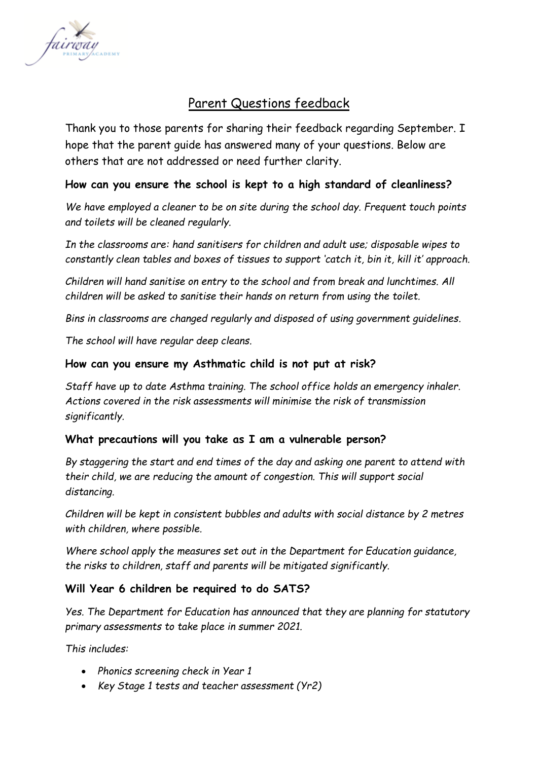# Parent Questions feedback

Thank you to those parents for sharing their feedback regarding September. I hope that the parent guide has answered many of your questions. Below are others that are not addressed or need further clarity.

**How can you ensure the school is kept to a high standard of cleanliness?**

*We have employed a cleaner to be on site during the school day. Frequent touch points and toilets will be cleaned regularly.*

*In the classrooms are: hand sanitisers for children and adult use; disposable wipes to constantly clean tables and boxes of tissues to support 'catch it, bin it, kill it' approach.*

*Children will hand sanitise on entry to the school and from break and lunchtimes. All children will be asked to sanitise their hands on return from using the toilet.*

*Bins in classrooms are changed regularly and disposed of using government guidelines.*

*The school will have regular deep cleans.*

**How can you ensure my Asthmatic child is not put at risk?**

*Staff have up to date Asthma training. The school office holds an emergency inhaler. Actions covered in the risk assessments will minimise the risk of transmission significantly.*

**What precautions will you take as I am a vulnerable person?**

*By staggering the start and end times of the day and asking one parent to attend with their child, we are reducing the amount of congestion. This will support social distancing.*

*Children will be kept in consistent bubbles and adults with social distance by 2 metres with children, where possible.*

*Where school apply the measures set out in the Department for Education guidance, the risks to children, staff and parents will be mitigated significantly.*

**Will Year 6 children be required to do SATS?**

*Yes. The Department for Education has announced that they are planning for statutory primary assessments to take place in summer 2021.*

*This includes:*

- *Phonics screening check in Year 1*
- *Key Stage 1 tests and teacher assessment (Yr2)*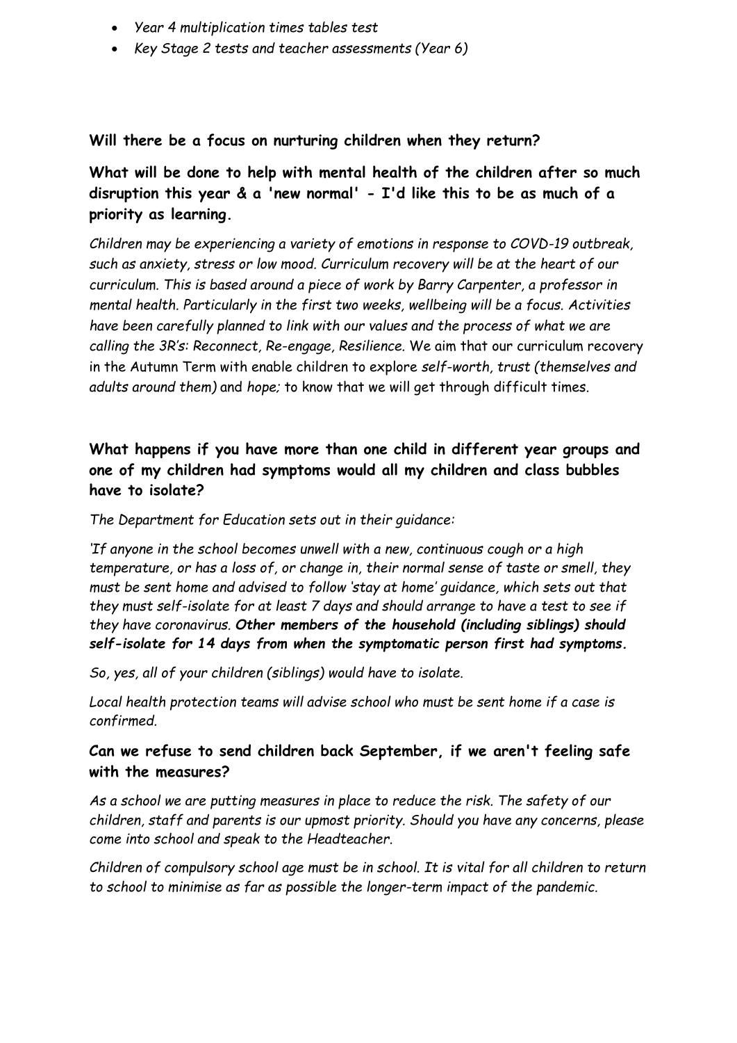- *Year 4 multiplication times tables test*
- *Key Stage 2 tests and teacher assessments (Year 6)*

**Will there be a focus on nurturing children when they return?**

**What will be done to help with mental health of the children after so much disruption this year & a 'new normal' - I'd like this to be as much of a priority as learning.**

*Children may be experiencing a variety of emotions in response to COVD-19 outbreak, such as anxiety, stress or low mood. Curriculum recovery will be at the heart of our curriculum. This is based around a piece of work by Barry Carpenter, a professor in mental health. Particularly in the first two weeks, wellbeing will be a focus. Activities have been carefully planned to link with our values and the process of what we are calling the 3R's: Reconnect, Re-engage, Resilience.* We aim that our curriculum recovery in the Autumn Term with enable children to explore *self-worth, trust (themselves and adults around them)* and *hope;* to know that we will get through difficult times.

**What happens if you have more than one child in different year groups and one of my children had symptoms would all my children and class bubbles have to isolate?**

*The Department for Education sets out in their guidance:*

*'If anyone in the school becomes unwell with a new, continuous cough or a high temperature, or has a loss of, or change in, their normal sense of taste or smell, they must be sent home and advised to follow 'stay at home' guidance, which sets out that they must self-isolate for at least 7 days and should arrange to have a test to see if they have coronavirus.* ***Other members of the household (including siblings) should self-isolate for 14 days from when the symptomatic person first had symptoms.***

*So, yes, all of your children (siblings) would have to isolate.*

*Local health protection teams will advise school who must be sent home if a case is confirmed.*

**Can we refuse to send children back September, if we aren't feeling safe with the measures?**

*As a school we are putting measures in place to reduce the risk. The safety of our children, staff and parents is our upmost priority. Should you have any concerns, please come into school and speak to the Headteacher.*

*Children of compulsory school age must be in school. It is vital for all children to return to school to minimise as far as possible the longer-term impact of the pandemic.*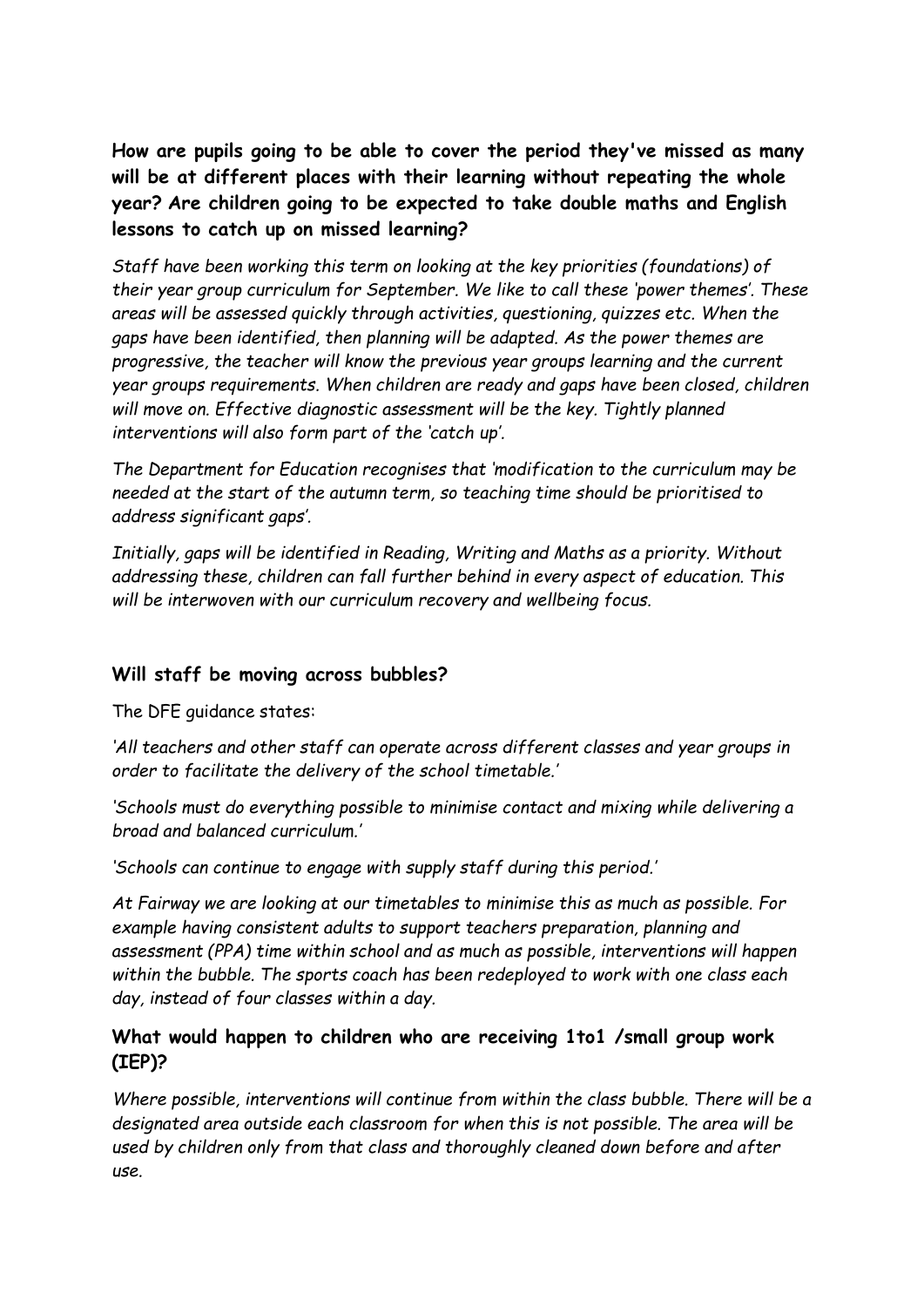**How are pupils going to be able to cover the period they've missed as many will be at different places with their learning without repeating the whole year? Are children going to be expected to take double maths and English lessons to catch up on missed learning?**

*Staff have been working this term on looking at the key priorities (foundations) of their year group curriculum for September. We like to call these 'power themes'. These areas will be assessed quickly through activities, questioning, quizzes etc. When the gaps have been identified, then planning will be adapted. As the power themes are progressive, the teacher will know the previous year groups learning and the current year groups requirements. When children are ready and gaps have been closed, children will move on. Effective diagnostic assessment will be the key. Tightly planned interventions will also form part of the 'catch up'.*

*The Department for Education recognises that 'modification to the curriculum may be needed at the start of the autumn term, so teaching time should be prioritised to address significant gaps'.*

*Initially, gaps will be identified in Reading, Writing and Maths as a priority. Without addressing these, children can fall further behind in every aspect of education. This will be interwoven with our curriculum recovery and wellbeing focus.*

**Will staff be moving across bubbles?**

The DFE guidance states:

*'All teachers and other staff can operate across different classes and year groups in order to facilitate the delivery of the school timetable.'*

*'Schools must do everything possible to minimise contact and mixing while delivering a broad and balanced curriculum.'*

*'Schools can continue to engage with supply staff during this period.'*

*At Fairway we are looking at our timetables to minimise this as much as possible. For example having consistent adults to support teachers preparation, planning and assessment (PPA) time within school and as much as possible, interventions will happen within the bubble. The sports coach has been redeployed to work with one class each day, instead of four classes within a day.*

**What would happen to children who are receiving 1to1 /small group work (IEP)?**

*Where possible, interventions will continue from within the class bubble. There will be a designated area outside each classroom for when this is not possible. The area will be used by children only from that class and thoroughly cleaned down before and after use.*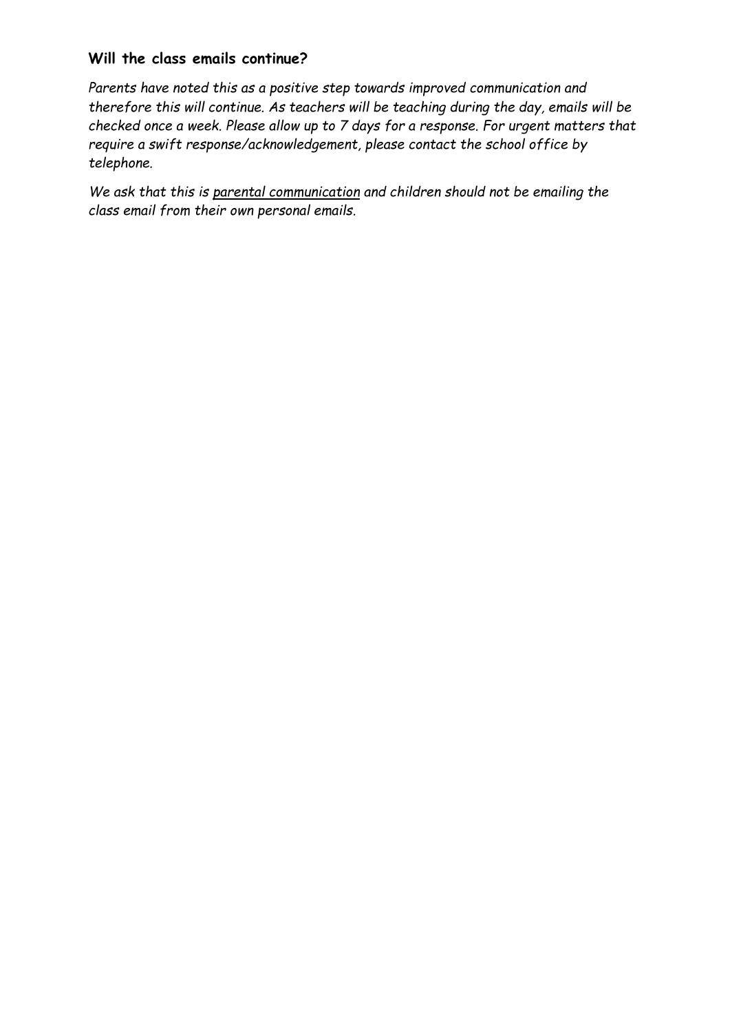**Will the class emails continue?**

*Parents have noted this as a positive step towards improved communication and therefore this will continue. As teachers will be teaching during the day, emails will be checked once a week. Please allow up to 7 days for a response. For urgent matters that require a swift response/acknowledgement, please contact the school office by telephone.*

*We ask that this is <u>parental communication</u> and children should not be emailing the class email from their own personal emails.*